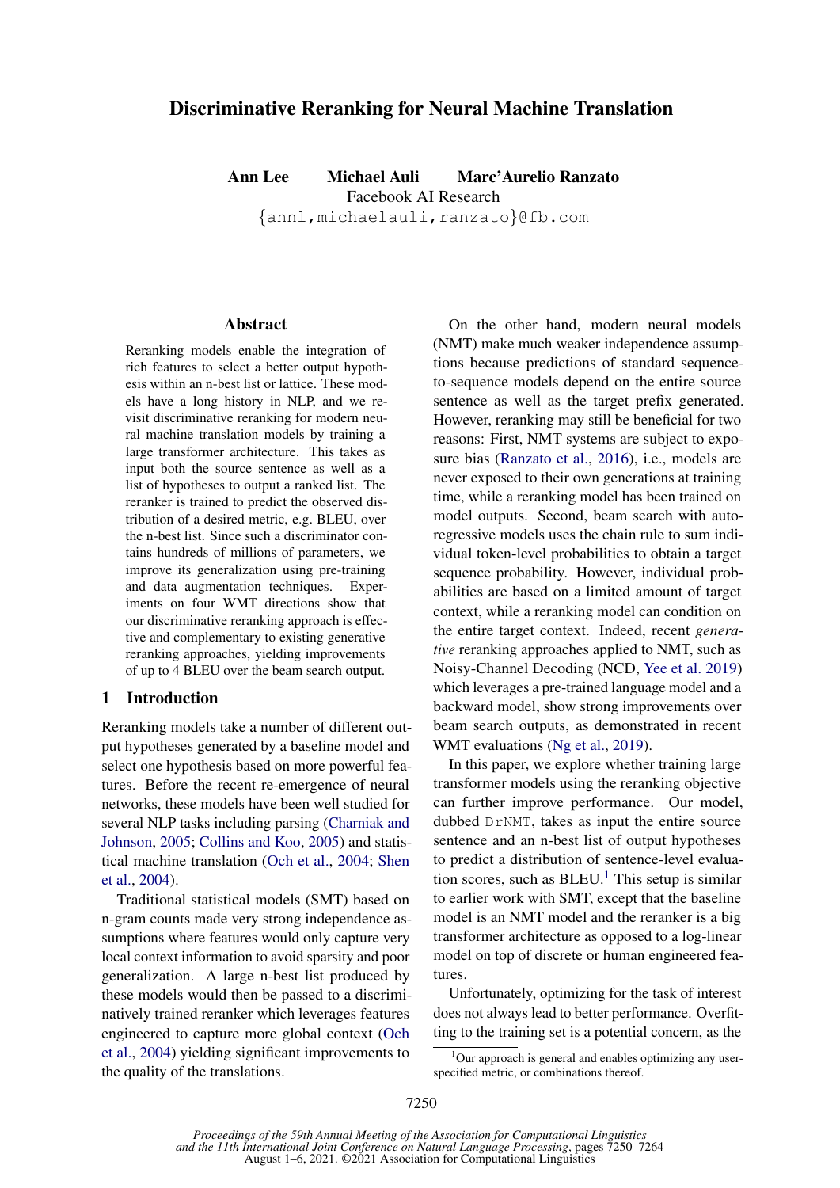# Discriminative Reranking for Neural Machine Translation

**Ann Lee Michael Auli Marc'Aurelio Ranzato**
Facebook AI Research
{annl,michaelauli,ranzato}@fb.com

## Abstract

Reranking models enable the integration of rich features to select a better output hypothesis within an n-best list or lattice. These models have a long history in NLP, and we revisit discriminative reranking for modern neural machine translation models by training a large transformer architecture. This takes as input both the source sentence as well as a list of hypotheses to output a ranked list. The reranker is trained to predict the observed distribution of a desired metric, e.g. BLEU, over the n-best list. Since such a discriminator contains hundreds of millions of parameters, we improve its generalization using pre-training and data augmentation techniques. Experiments on four WMT directions show that our discriminative reranking approach is effective and complementary to existing generative reranking approaches, yielding improvements of up to 4 BLEU over the beam search output.

## 1 Introduction

Reranking models take a number of different output hypotheses generated by a baseline model and select one hypothesis based on more powerful features. Before the recent re-emergence of neural networks, these models have been well studied for several NLP tasks including parsing (Charniak and Johnson, 2005; Collins and Koo, 2005) and statistical machine translation (Och et al., 2004; Shen et al., 2004).

Traditional statistical models (SMT) based on n-gram counts made very strong independence assumptions where features would only capture very local context information to avoid sparsity and poor generalization. A large n-best list produced by these models would then be passed to a discriminatively trained reranker which leverages features engineered to capture more global context (Och et al., 2004) yielding significant improvements to the quality of the translations.

On the other hand, modern neural models (NMT) make much weaker independence assumptions because predictions of standard sequence-to-sequence models depend on the entire source sentence as well as the target prefix generated. However, reranking may still be beneficial for two reasons: First, NMT systems are subject to exposure bias (Ranzato et al., 2016), i.e., models are never exposed to their own generations at training time, while a reranking model has been trained on model outputs. Second, beam search with auto-regressive models uses the chain rule to sum individual token-level probabilities to obtain a target sequence probability. However, individual probabilities are based on a limited amount of target context, while a reranking model can condition on the entire target context. Indeed, recent *generative* reranking approaches applied to NMT, such as Noisy-Channel Decoding (NCD, Yee et al. 2019) which leverages a pre-trained language model and a backward model, show strong improvements over beam search outputs, as demonstrated in recent WMT evaluations (Ng et al., 2019).

In this paper, we explore whether training large transformer models using the reranking objective can further improve performance. Our model, dubbed `DrNMT`, takes as input the entire source sentence and an n-best list of output hypotheses to predict a distribution of sentence-level evaluation scores, such as BLEU.[1] This setup is similar to earlier work with SMT, except that the baseline model is an NMT model and the reranker is a big transformer architecture as opposed to a log-linear model on top of discrete or human engineered features.

Unfortunately, optimizing for the task of interest does not always lead to better performance. Overfitting to the training set is a potential concern, as the

[1] Our approach is general and enables optimizing any user-specified metric, or combinations thereof.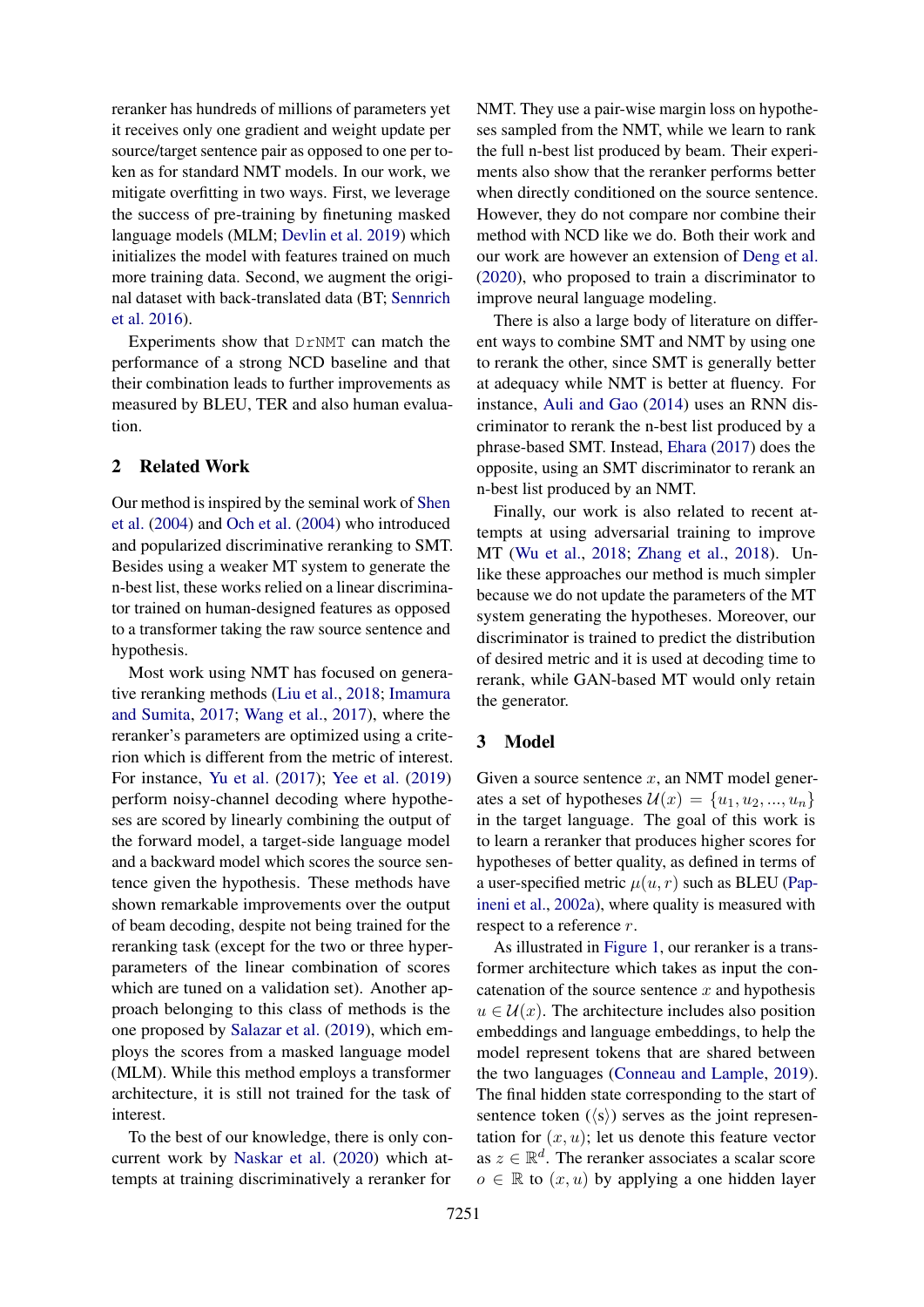reranker has hundreds of millions of parameters yet it receives only one gradient and weight update per source/target sentence pair as opposed to one per token as for standard NMT models. In our work, we mitigate overfitting in two ways. First, we leverage the success of pre-training by finetuning masked language models (MLM; Devlin et al. 2019) which initializes the model with features trained on much more training data. Second, we augment the original dataset with back-translated data (BT; Sennrich et al. 2016).

Experiments show that `DrNMT` can match the performance of a strong NCD baseline and that their combination leads to further improvements as measured by BLEU, TER and also human evaluation.

## 2 Related Work

Our method is inspired by the seminal work of Shen et al. (2004) and Och et al. (2004) who introduced and popularized discriminative reranking to SMT. Besides using a weaker MT system to generate the n-best list, these works relied on a linear discriminator trained on human-designed features as opposed to a transformer taking the raw source sentence and hypothesis.

Most work using NMT has focused on generative reranking methods (Liu et al., 2018; Imamura and Sumita, 2017; Wang et al., 2017), where the reranker's parameters are optimized using a criterion which is different from the metric of interest. For instance, Yu et al. (2017); Yee et al. (2019) perform noisy-channel decoding where hypotheses are scored by linearly combining the output of the forward model, a target-side language model and a backward model which scores the source sentence given the hypothesis. These methods have shown remarkable improvements over the output of beam decoding, despite not being trained for the reranking task (except for the two or three hyperparameters of the linear combination of scores which are tuned on a validation set). Another approach belonging to this class of methods is the one proposed by Salazar et al. (2019), which employs the scores from a masked language model (MLM). While this method employs a transformer architecture, it is still not trained for the task of interest.

To the best of our knowledge, there is only concurrent work by Naskar et al. (2020) which attempts at training discriminatively a reranker for NMT. They use a pair-wise margin loss on hypotheses sampled from the NMT, while we learn to rank the full n-best list produced by beam. Their experiments also show that the reranker performs better when directly conditioned on the source sentence. However, they do not compare nor combine their method with NCD like we do. Both their work and our work are however an extension of Deng et al. (2020), who proposed to train a discriminator to improve neural language modeling.

There is also a large body of literature on different ways to combine SMT and NMT by using one to rerank the other, since SMT is generally better at adequacy while NMT is better at fluency. For instance, Auli and Gao (2014) uses an RNN discriminator to rerank the n-best list produced by a phrase-based SMT. Instead, Ehara (2017) does the opposite, using an SMT discriminator to rerank an n-best list produced by an NMT.

Finally, our work is also related to recent attempts at using adversarial training to improve MT (Wu et al., 2018; Zhang et al., 2018). Unlike these approaches our method is much simpler because we do not update the parameters of the MT system generating the hypotheses. Moreover, our discriminator is trained to predict the distribution of desired metric and it is used at decoding time to rerank, while GAN-based MT would only retain the generator.

## 3 Model

Given a source sentence $x$, an NMT model generates a set of hypotheses $\mathcal{U}(x) = \{u_1, u_2, ..., u_n\}$ in the target language. The goal of this work is to learn a reranker that produces higher scores for hypotheses of better quality, as defined in terms of a user-specified metric $\mu(u, r)$ such as BLEU (Papineni et al., 2002a), where quality is measured with respect to a reference $r$.

As illustrated in Figure 1, our reranker is a transformer architecture which takes as input the concatenation of the source sentence $x$ and hypothesis $u \in \mathcal{U}(x)$. The architecture includes also position embeddings and language embeddings, to help the model represent tokens that are shared between the two languages (Conneau and Lample, 2019). The final hidden state corresponding to the start of sentence token ($\langle s \rangle$) serves as the joint representation for $(x, u)$; let us denote this feature vector as $z \in \mathbb{R}^d$. The reranker associates a scalar score $o \in \mathbb{R}$ to $(x, u)$ by applying a one hidden layer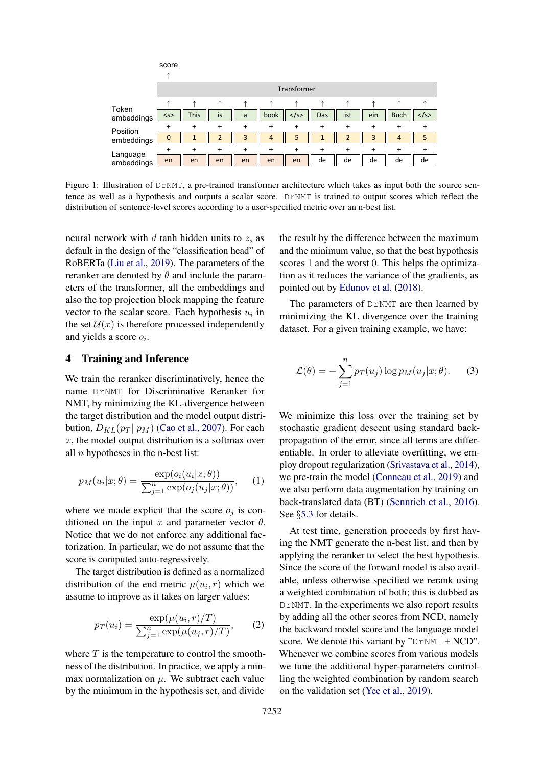Figure 1: Illustration of DrNMT, a pre-trained transformer architecture which takes as input both the source sentence as well as a hypothesis and outputs a scalar score. DrNMT is trained to output scores which reflect the distribution of sentence-level scores according to a user-specified metric over an n-best list.

neural network with $d$ tanh hidden units to $z$, as default in the design of the "classification head" of RoBERTa (Liu et al., 2019). The parameters of the reranker are denoted by $\theta$ and include the parameters of the transformer, all the embeddings and also the top projection block mapping the feature vector to the scalar score. Each hypothesis $u_i$ in the set $\mathcal{U}(x)$ is therefore processed independently and yields a score $o_i$.

## 4 Training and Inference

We train the reranker discriminatively, hence the name DrNMT for Discriminative Reranker for NMT, by minimizing the KL-divergence between the target distribution and the model output distribution, $D_{KL}(p_T || p_M)$ (Cao et al., 2007). For each $x$, the model output distribution is a softmax over all $n$ hypotheses in the n-best list:

$$p_M(u_i|x;\theta) = \frac{\exp(o_i(u_i|x;\theta))}{\sum_{j=1}^{n} \exp(o_j(u_j|x;\theta))}, \quad (1)$$

where we made explicit that the score $o_j$ is conditioned on the input $x$ and parameter vector $\theta$. Notice that we do not enforce any additional factorization. In particular, we do not assume that the score is computed auto-regressively.

The target distribution is defined as a normalized distribution of the end metric $\mu(u_i, r)$ which we assume to improve as it takes on larger values:

$$p_T(u_i) = \frac{\exp(\mu(u_i, r)/T)}{\sum_{j=1}^{n} \exp(\mu(u_j, r)/T)}, \quad (2)$$

where $T$ is the temperature to control the smoothness of the distribution. In practice, we apply a min-max normalization on $\mu$. We subtract each value by the minimum in the hypothesis set, and divide the result by the difference between the maximum and the minimum value, so that the best hypothesis scores 1 and the worst 0. This helps the optimization as it reduces the variance of the gradients, as pointed out by Edunov et al. (2018).

The parameters of DrNMT are then learned by minimizing the KL divergence over the training dataset. For a given training example, we have:

$$\mathcal{L}(\theta) = -\sum_{j=1}^{n} p_T(u_j) \log p_M(u_j|x;\theta). \quad (3)$$

We minimize this loss over the training set by stochastic gradient descent using standard back-propagation of the error, since all terms are differentiable. In order to alleviate overfitting, we employ dropout regularization (Srivastava et al., 2014), we pre-train the model (Conneau et al., 2019) and we also perform data augmentation by training on back-translated data (BT) (Sennrich et al., 2016). See §5.3 for details.

At test time, generation proceeds by first having the NMT generate the n-best list, and then by applying the reranker to select the best hypothesis. Since the score of the forward model is also available, unless otherwise specified we rerank using a weighted combination of both; this is dubbed as DrNMT. In the experiments we also report results by adding all the other scores from NCD, namely the backward model score and the language model score. We denote this variant by "DrNMT + NCD". Whenever we combine scores from various models we tune the additional hyper-parameters controlling the weighted combination by random search on the validation set (Yee et al., 2019).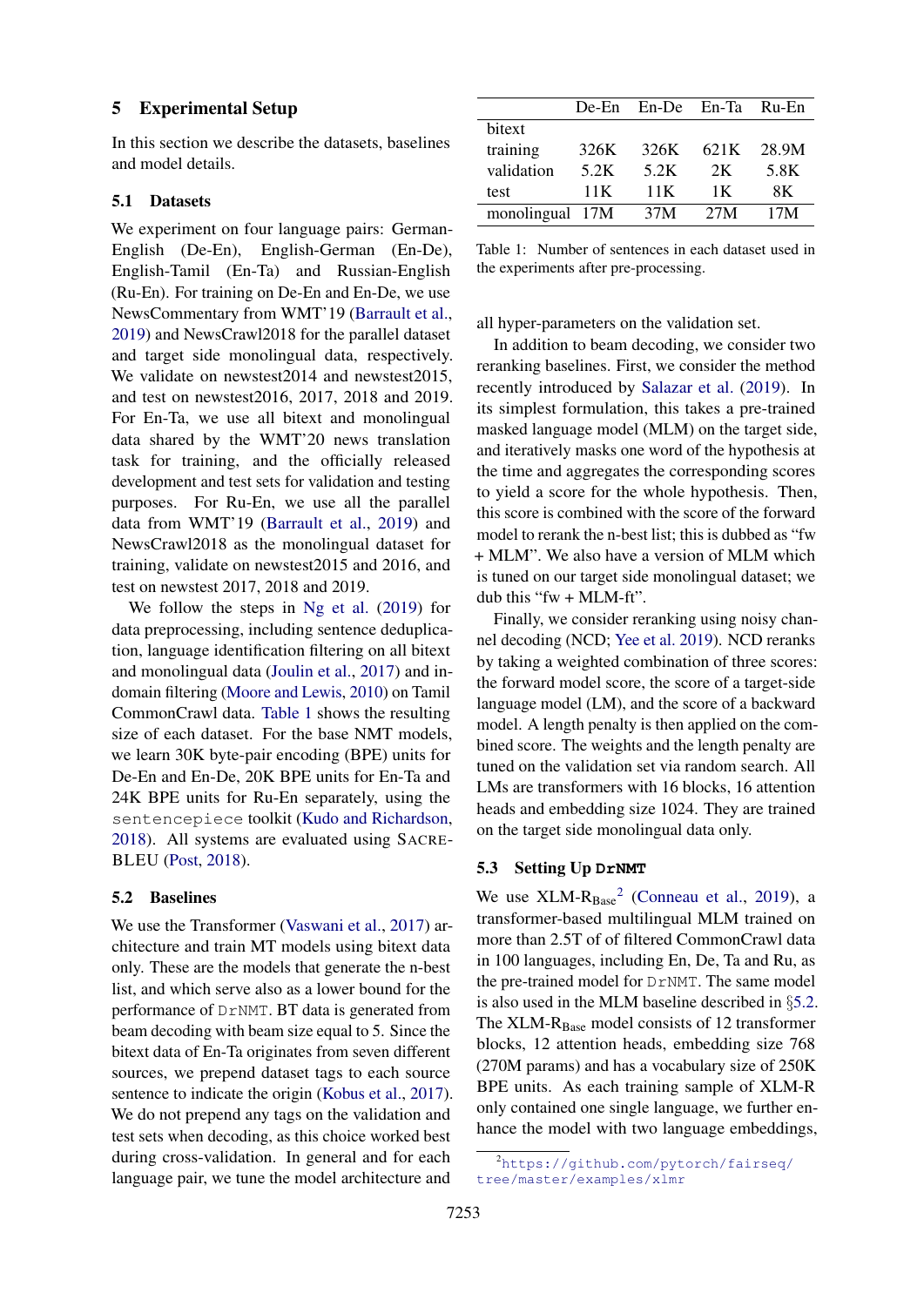## 5 Experimental Setup

In this section we describe the datasets, baselines and model details.

### 5.1 Datasets

We experiment on four language pairs: German-English (De-En), English-German (En-De), English-Tamil (En-Ta) and Russian-English (Ru-En). For training on De-En and En-De, we use NewsCommentary from WMT'19 (Barrault et al., 2019) and NewsCrawl2018 for the parallel dataset and target side monolingual data, respectively. We validate on newstest2014 and newstest2015, and test on newstest2016, 2017, 2018 and 2019. For En-Ta, we use all bitext and monolingual data shared by the WMT'20 news translation task for training, and the officially released development and test sets for validation and testing purposes. For Ru-En, we use all the parallel data from WMT'19 (Barrault et al., 2019) and NewsCrawl2018 as the monolingual dataset for training, validate on newstest2015 and 2016, and test on newstest 2017, 2018 and 2019.

We follow the steps in Ng et al. (2019) for data preprocessing, including sentence deduplication, language identification filtering on all bitext and monolingual data (Joulin et al., 2017) and in-domain filtering (Moore and Lewis, 2010) on Tamil CommonCrawl data. Table 1 shows the resulting size of each dataset. For the base NMT models, we learn 30K byte-pair encoding (BPE) units for De-En and En-De, 20K BPE units for En-Ta and 24K BPE units for Ru-En separately, using the `sentencepiece` toolkit (Kudo and Richardson, 2018). All systems are evaluated using SACREBLEU (Post, 2018).

|  | De-En | En-De | En-Ta | Ru-En |
|---|---|---|---|---|
| bitext |  |  |  |  |
| training | 326K | 326K | 621K | 28.9M |
| validation | 5.2K | 5.2K | 2K | 5.8K |
| test | 11K | 11K | 1K | 8K |
| monolingual | 17M | 37M | 27M | 17M |

Table 1: Number of sentences in each dataset used in the experiments after pre-processing.

### 5.2 Baselines

We use the Transformer (Vaswani et al., 2017) architecture and train MT models using bitext data only. These are the models that generate the n-best list, and which serve also as a lower bound for the performance of `DrNMT`. BT data is generated from beam decoding with beam size equal to 5. Since the bitext data of En-Ta originates from seven different sources, we prepend dataset tags to each source sentence to indicate the origin (Kobus et al., 2017). We do not prepend any tags on the validation and test sets when decoding, as this choice worked best during cross-validation. In general and for each language pair, we tune the model architecture and all hyper-parameters on the validation set.

In addition to beam decoding, we consider two reranking baselines. First, we consider the method recently introduced by Salazar et al. (2019). In its simplest formulation, this takes a pre-trained masked language model (MLM) on the target side, and iteratively masks one word of the hypothesis at the time and aggregates the corresponding scores to yield a score for the whole hypothesis. Then, this score is combined with the score of the forward model to rerank the n-best list; this is dubbed as "fw + MLM". We also have a version of MLM which is tuned on our target side monolingual dataset; we dub this "fw + MLM-ft".

Finally, we consider reranking using noisy channel decoding (NCD; Yee et al. 2019). NCD reranks by taking a weighted combination of three scores: the forward model score, the score of a target-side language model (LM), and the score of a backward model. A length penalty is then applied on the combined score. The weights and the length penalty are tuned on the validation set via random search. All LMs are transformers with 16 blocks, 16 attention heads and embedding size 1024. They are trained on the target side monolingual data only.

### 5.3 Setting Up **`DrNMT`**

We use XLM-$R_{\text{Base}}$[2] (Conneau et al., 2019), a transformer-based multilingual MLM trained on more than 2.5T of of filtered CommonCrawl data in 100 languages, including En, De, Ta and Ru, as the pre-trained model for `DrNMT`. The same model is also used in the MLM baseline described in §5.2. The XLM-$R_{\text{Base}}$ model consists of 12 transformer blocks, 12 attention heads, embedding size 768 (270M params) and has a vocabulary size of 250K BPE units. As each training sample of XLM-R only contained one single language, we further enhance the model with two language embeddings,

[2] https://github.com/pytorch/fairseq/tree/master/examples/xlmr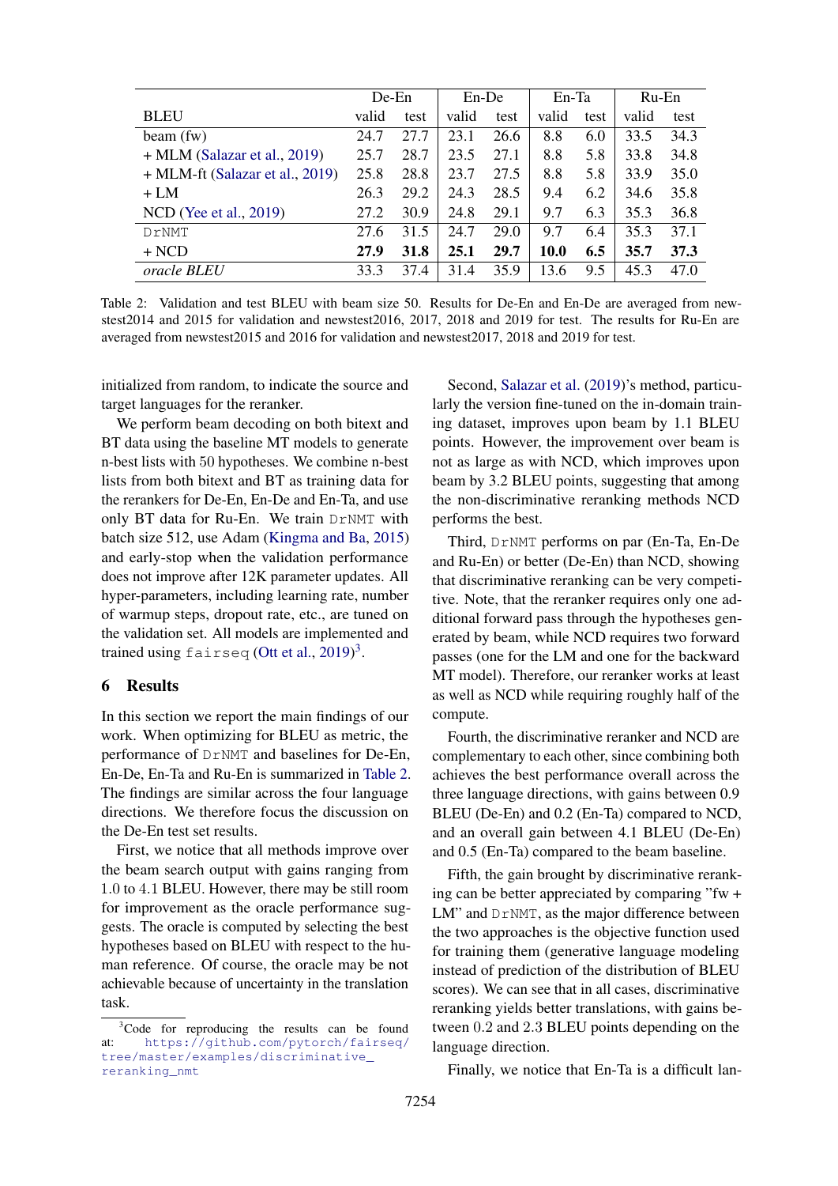| BLEU | De-En |  | En-De |  | En-Ta |  | Ru-En |  |
|---|---|---|---|---|---|---|---|---|
|  | valid | test | valid | test | valid | test | valid | test |
| beam (fw) | 24.7 | 27.7 | 23.1 | 26.6 | 8.8 | 6.0 | 33.5 | 34.3 |
| + MLM (Salazar et al., 2019) | 25.7 | 28.7 | 23.5 | 27.1 | 8.8 | 5.8 | 33.8 | 34.8 |
| + MLM-ft (Salazar et al., 2019) | 25.8 | 28.8 | 23.7 | 27.5 | 8.8 | 5.8 | 33.9 | 35.0 |
| + LM | 26.3 | 29.2 | 24.3 | 28.5 | 9.4 | 6.2 | 34.6 | 35.8 |
| NCD (Yee et al., 2019) | 27.2 | 30.9 | 24.8 | 29.1 | 9.7 | 6.3 | 35.3 | 36.8 |
| DrNMT | 27.6 | 31.5 | 24.7 | 29.0 | 9.7 | 6.4 | 35.3 | 37.1 |
| + NCD | **27.9** | **31.8** | **25.1** | **29.7** | **10.0** | **6.5** | **35.7** | **37.3** |
| *oracle BLEU* | 33.3 | 37.4 | 31.4 | 35.9 | 13.6 | 9.5 | 45.3 | 47.0 |

Table 2: Validation and test BLEU with beam size 50. Results for De-En and En-De are averaged from newstest2014 and 2015 for validation and newstest2016, 2017, 2018 and 2019 for test. The results for Ru-En are averaged from newstest2015 and 2016 for validation and newstest2017, 2018 and 2019 for test.

initialized from random, to indicate the source and target languages for the reranker.

We perform beam decoding on both bitext and BT data using the baseline MT models to generate n-best lists with 50 hypotheses. We combine n-best lists from both bitext and BT as training data for the rerankers for De-En, En-De and En-Ta, and use only BT data for Ru-En. We train DrNMT with batch size 512, use Adam (Kingma and Ba, 2015) and early-stop when the validation performance does not improve after 12K parameter updates. All hyper-parameters, including learning rate, number of warmup steps, dropout rate, etc., are tuned on the validation set. All models are implemented and trained using fairseq (Ott et al., 2019)[3].

## 6 Results

In this section we report the main findings of our work. When optimizing for BLEU as metric, the performance of DrNMT and baselines for De-En, En-De, En-Ta and Ru-En is summarized in Table 2. The findings are similar across the four language directions. We therefore focus the discussion on the De-En test set results.

First, we notice that all methods improve over the beam search output with gains ranging from 1.0 to 4.1 BLEU. However, there may be still room for improvement as the oracle performance suggests. The oracle is computed by selecting the best hypotheses based on BLEU with respect to the human reference. Of course, the oracle may be not achievable because of uncertainty in the translation task.

Second, Salazar et al. (2019)'s method, particularly the version fine-tuned on the in-domain training dataset, improves upon beam by 1.1 BLEU points. However, the improvement over beam is not as large as with NCD, which improves upon beam by 3.2 BLEU points, suggesting that among the non-discriminative reranking methods NCD performs the best.

Third, DrNMT performs on par (En-Ta, En-De and Ru-En) or better (De-En) than NCD, showing that discriminative reranking can be very competitive. Note, that the reranker requires only one additional forward pass through the hypotheses generated by beam, while NCD requires two forward passes (one for the LM and one for the backward MT model). Therefore, our reranker works at least as well as NCD while requiring roughly half of the compute.

Fourth, the discriminative reranker and NCD are complementary to each other, since combining both achieves the best performance overall across the three language directions, with gains between 0.9 BLEU (De-En) and 0.2 (En-Ta) compared to NCD, and an overall gain between 4.1 BLEU (De-En) and 0.5 (En-Ta) compared to the beam baseline.

Fifth, the gain brought by discriminative reranking can be better appreciated by comparing "fw + LM" and DrNMT, as the major difference between the two approaches is the objective function used for training them (generative language modeling instead of prediction of the distribution of BLEU scores). We can see that in all cases, discriminative reranking yields better translations, with gains between 0.2 and 2.3 BLEU points depending on the language direction.

Finally, we notice that En-Ta is a difficult lan-

[3]Code for reproducing the results can be found at: https://github.com/pytorch/fairseq/tree/master/examples/discriminative_reranking_nmt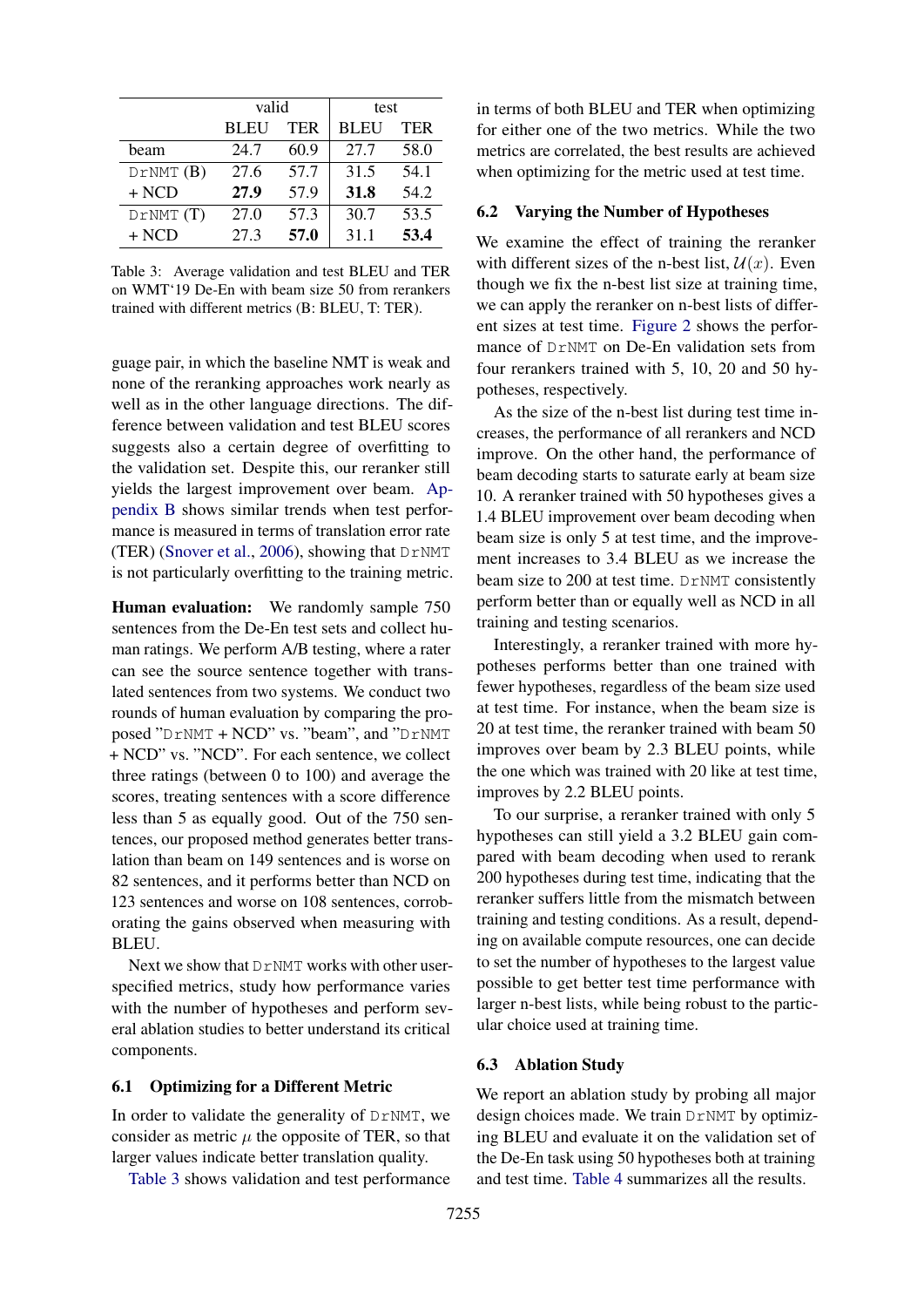|  | valid |  | test |  |
|---|---|---|---|---|
|  | BLEU | TER | BLEU | TER |
| beam | 24.7 | 60.9 | 27.7 | 58.0 |
| DrNMT (B) | 27.6 | 57.7 | 31.5 | 54.1 |
| + NCD | **27.9** | 57.9 | **31.8** | 54.2 |
| DrNMT (T) | 27.0 | 57.3 | 30.7 | 53.5 |
| + NCD | 27.3 | **57.0** | 31.1 | **53.4** |

Table 3: Average validation and test BLEU and TER on WMT'19 De-En with beam size 50 from rerankers trained with different metrics (B: BLEU, T: TER).

guage pair, in which the baseline NMT is weak and none of the reranking approaches work nearly as well as in the other language directions. The difference between validation and test BLEU scores suggests also a certain degree of overfitting to the validation set. Despite this, our reranker still yields the largest improvement over beam. Appendix B shows similar trends when test performance is measured in terms of translation error rate (TER) (Snover et al., 2006), showing that DrNMT is not particularly overfitting to the training metric.

**Human evaluation:** We randomly sample 750 sentences from the De-En test sets and collect human ratings. We perform A/B testing, where a rater can see the source sentence together with translated sentences from two systems. We conduct two rounds of human evaluation by comparing the proposed "DrNMT + NCD" vs. "beam", and "DrNMT + NCD" vs. "NCD". For each sentence, we collect three ratings (between 0 to 100) and average the scores, treating sentences with a score difference less than 5 as equally good. Out of the 750 sentences, our proposed method generates better translation than beam on 149 sentences and is worse on 82 sentences, and it performs better than NCD on 123 sentences and worse on 108 sentences, corroborating the gains observed when measuring with BLEU.

Next we show that DrNMT works with other user-specified metrics, study how performance varies with the number of hypotheses and perform several ablation studies to better understand its critical components.

### 6.1 Optimizing for a Different Metric

In order to validate the generality of DrNMT, we consider as metric $\mu$ the opposite of TER, so that larger values indicate better translation quality.

Table 3 shows validation and test performance in terms of both BLEU and TER when optimizing for either one of the two metrics. While the two metrics are correlated, the best results are achieved when optimizing for the metric used at test time.

### 6.2 Varying the Number of Hypotheses

We examine the effect of training the reranker with different sizes of the n-best list, $\mathcal{U}(x)$. Even though we fix the n-best list size at training time, we can apply the reranker on n-best lists of different sizes at test time. Figure 2 shows the performance of DrNMT on De-En validation sets from four rerankers trained with 5, 10, 20 and 50 hypotheses, respectively.

As the size of the n-best list during test time increases, the performance of all rerankers and NCD improve. On the other hand, the performance of beam decoding starts to saturate early at beam size 10. A reranker trained with 50 hypotheses gives a 1.4 BLEU improvement over beam decoding when beam size is only 5 at test time, and the improvement increases to 3.4 BLEU as we increase the beam size to 200 at test time. DrNMT consistently perform better than or equally well as NCD in all training and testing scenarios.

Interestingly, a reranker trained with more hypotheses performs better than one trained with fewer hypotheses, regardless of the beam size used at test time. For instance, when the beam size is 20 at test time, the reranker trained with beam 50 improves over beam by 2.3 BLEU points, while the one which was trained with 20 like at test time, improves by 2.2 BLEU points.

To our surprise, a reranker trained with only 5 hypotheses can still yield a 3.2 BLEU gain compared with beam decoding when used to rerank 200 hypotheses during test time, indicating that the reranker suffers little from the mismatch between training and testing conditions. As a result, depending on available compute resources, one can decide to set the number of hypotheses to the largest value possible to get better test time performance with larger n-best lists, while being robust to the particular choice used at training time.

### 6.3 Ablation Study

We report an ablation study by probing all major design choices made. We train DrNMT by optimizing BLEU and evaluate it on the validation set of the De-En task using 50 hypotheses both at training and test time. Table 4 summarizes all the results.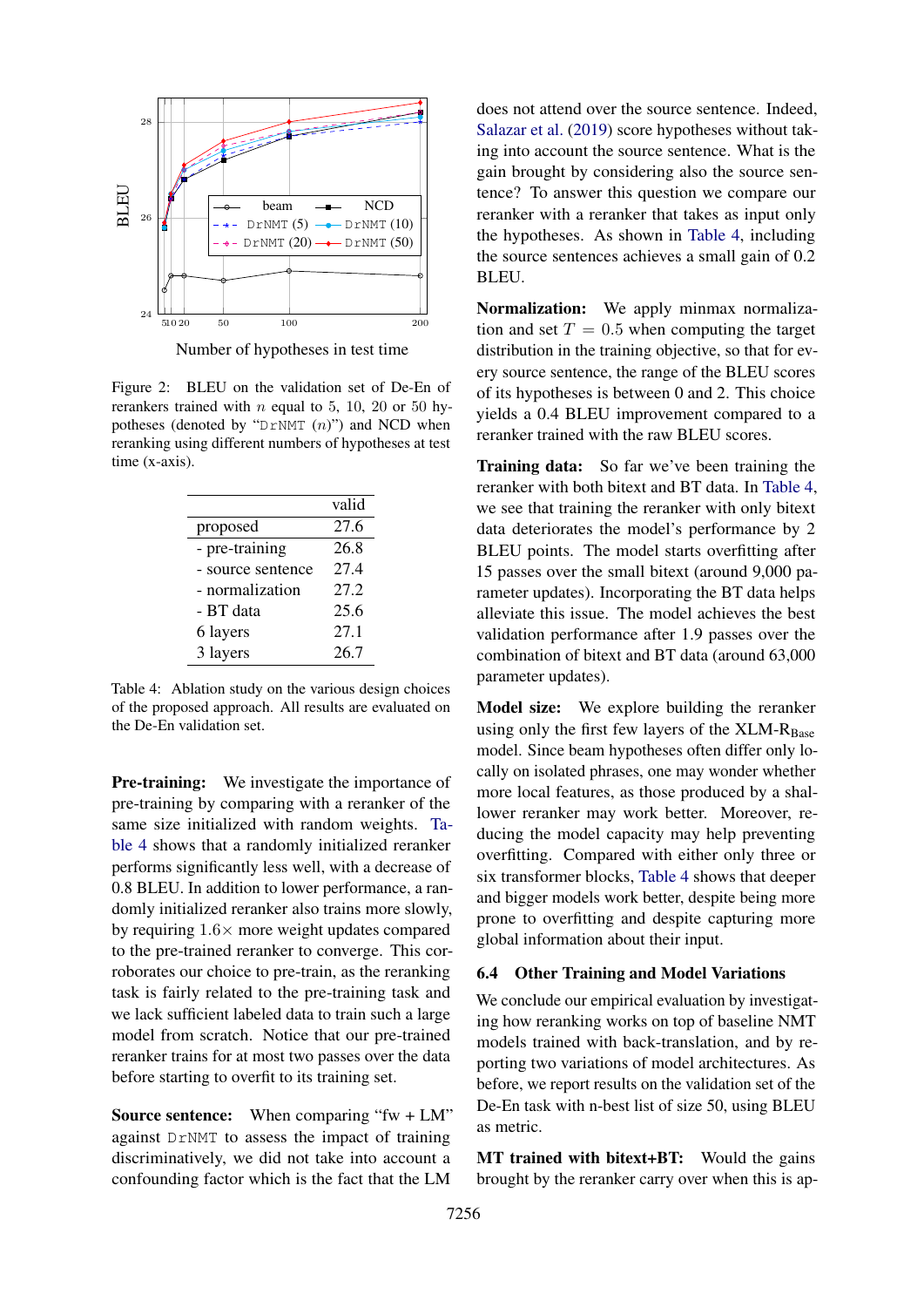Figure 2: BLEU on the validation set of De-En of rerankers trained with $n$ equal to 5, 10, 20 or 50 hypotheses (denoted by "DrNMT ($n$)") and NCD when reranking using different numbers of hypotheses at test time (x-axis).

| | valid |
|---|---|
| proposed | 27.6 |
| - pre-training | 26.8 |
| - source sentence | 27.4 |
| - normalization | 27.2 |
| - BT data | 25.6 |
| 6 layers | 27.1 |
| 3 layers | 26.7 |

Table 4: Ablation study on the various design choices of the proposed approach. All results are evaluated on the De-En validation set.

**Pre-training:** We investigate the importance of pre-training by comparing with a reranker of the same size initialized with random weights. Table 4 shows that a randomly initialized reranker performs significantly less well, with a decrease of 0.8 BLEU. In addition to lower performance, a randomly initialized reranker also trains more slowly, by requiring $1.6\times$ more weight updates compared to the pre-trained reranker to converge. This corroborates our choice to pre-train, as the reranking task is fairly related to the pre-training task and we lack sufficient labeled data to train such a large model from scratch. Notice that our pre-trained reranker trains for at most two passes over the data before starting to overfit to its training set.

**Source sentence:** When comparing "fw + LM" against DrNMT to assess the impact of training discriminatively, we did not take into account a confounding factor which is the fact that the LM does not attend over the source sentence. Indeed, Salazar et al. (2019) score hypotheses without taking into account the source sentence. What is the gain brought by considering also the source sentence? To answer this question we compare our reranker with a reranker that takes as input only the hypotheses. As shown in Table 4, including the source sentences achieves a small gain of 0.2 BLEU.

**Normalization:** We apply minmax normalization and set $T = 0.5$ when computing the target distribution in the training objective, so that for every source sentence, the range of the BLEU scores of its hypotheses is between 0 and 2. This choice yields a 0.4 BLEU improvement compared to a reranker trained with the raw BLEU scores.

**Training data:** So far we've been training the reranker with both bitext and BT data. In Table 4, we see that training the reranker with only bitext data deteriorates the model's performance by 2 BLEU points. The model starts overfitting after 15 passes over the small bitext (around 9,000 parameter updates). Incorporating the BT data helps alleviate this issue. The model achieves the best validation performance after 1.9 passes over the combination of bitext and BT data (around 63,000 parameter updates).

**Model size:** We explore building the reranker using only the first few layers of the XLM-$\text{R}_{\text{Base}}$ model. Since beam hypotheses often differ only locally on isolated phrases, one may wonder whether more local features, as those produced by a shallower reranker may work better. Moreover, reducing the model capacity may help preventing overfitting. Compared with either only three or six transformer blocks, Table 4 shows that deeper and bigger models work better, despite being more prone to overfitting and despite capturing more global information about their input.

### 6.4 Other Training and Model Variations

We conclude our empirical evaluation by investigating how reranking works on top of baseline NMT models trained with back-translation, and by reporting two variations of model architectures. As before, we report results on the validation set of the De-En task with n-best list of size 50, using BLEU as metric.

**MT trained with bitext+BT:** Would the gains brought by the reranker carry over when this is ap-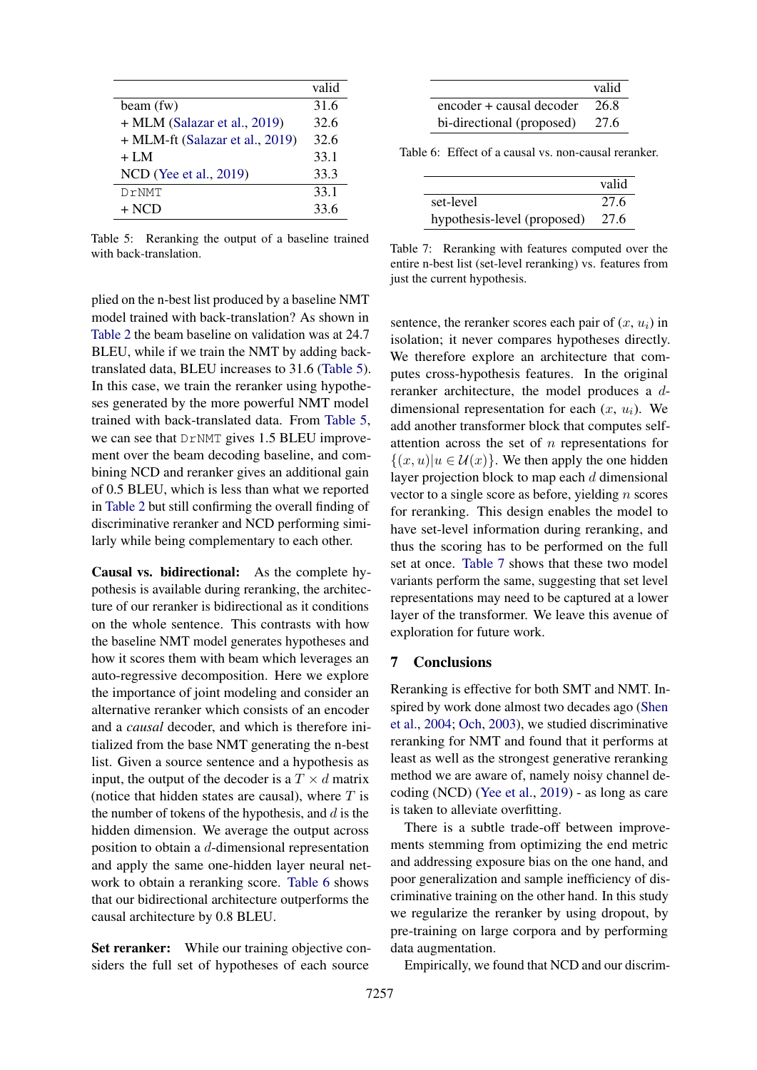|  | valid |
|---|---|
| beam (fw) | 31.6 |
| + MLM (Salazar et al., 2019) | 32.6 |
| + MLM-ft (Salazar et al., 2019) | 32.6 |
| + LM | 33.1 |
| NCD (Yee et al., 2019) | 33.3 |
| DrNMT | 33.1 |
| + NCD | 33.6 |

Table 5: Reranking the output of a baseline trained with back-translation.

plied on the n-best list produced by a baseline NMT model trained with back-translation? As shown in Table 2 the beam baseline on validation was at 24.7 BLEU, while if we train the NMT by adding back-translated data, BLEU increases to 31.6 (Table 5). In this case, we train the reranker using hypotheses generated by the more powerful NMT model trained with back-translated data. From Table 5, we can see that DrNMT gives 1.5 BLEU improvement over the beam decoding baseline, and combining NCD and reranker gives an additional gain of 0.5 BLEU, which is less than what we reported in Table 2 but still confirming the overall finding of discriminative reranker and NCD performing similarly while being complementary to each other.

**Causal vs. bidirectional:** As the complete hypothesis is available during reranking, the architecture of our reranker is bidirectional as it conditions on the whole sentence. This contrasts with how the baseline NMT model generates hypotheses and how it scores them with beam which leverages an auto-regressive decomposition. Here we explore the importance of joint modeling and consider an alternative reranker which consists of an encoder and a *causal* decoder, and which is therefore initialized from the base NMT generating the n-best list. Given a source sentence and a hypothesis as input, the output of the decoder is a $T \times d$ matrix (notice that hidden states are causal), where $T$ is the number of tokens of the hypothesis, and $d$ is the hidden dimension. We average the output across position to obtain a $d$-dimensional representation and apply the same one-hidden layer neural network to obtain a reranking score. Table 6 shows that our bidirectional architecture outperforms the causal architecture by 0.8 BLEU.

**Set reranker:** While our training objective considers the full set of hypotheses of each source sentence, the reranker scores each pair of ($x$, $u_i$) in isolation; it never compares hypotheses directly. We therefore explore an architecture that computes cross-hypothesis features. In the original reranker architecture, the model produces a $d$-dimensional representation for each ($x$, $u_i$). We add another transformer block that computes self-attention across the set of $n$ representations for $\{(x, u) | u \in \mathcal{U}(x)\}$. We then apply the one hidden layer projection block to map each $d$ dimensional vector to a single score as before, yielding $n$ scores for reranking. This design enables the model to have set-level information during reranking, and thus the scoring has to be performed on the full set at once. Table 7 shows that these two model variants perform the same, suggesting that set level representations may need to be captured at a lower layer of the transformer. We leave this avenue of exploration for future work.

|  | valid |
|---|---|
| encoder + causal decoder | 26.8 |
| bi-directional (proposed) | 27.6 |

Table 6: Effect of a causal vs. non-causal reranker.

|  | valid |
|---|---|
| set-level | 27.6 |
| hypothesis-level (proposed) | 27.6 |

Table 7: Reranking with features computed over the entire n-best list (set-level reranking) vs. features from just the current hypothesis.

## 7 Conclusions

Reranking is effective for both SMT and NMT. Inspired by work done almost two decades ago (Shen et al., 2004; Och, 2003), we studied discriminative reranking for NMT and found that it performs at least as well as the strongest generative reranking method we are aware of, namely noisy channel decoding (NCD) (Yee et al., 2019) - as long as care is taken to alleviate overfitting.

There is a subtle trade-off between improvements stemming from optimizing the end metric and addressing exposure bias on the one hand, and poor generalization and sample inefficiency of discriminative training on the other hand. In this study we regularize the reranker by using dropout, by pre-training on large corpora and by performing data augmentation.

Empirically, we found that NCD and our discrim-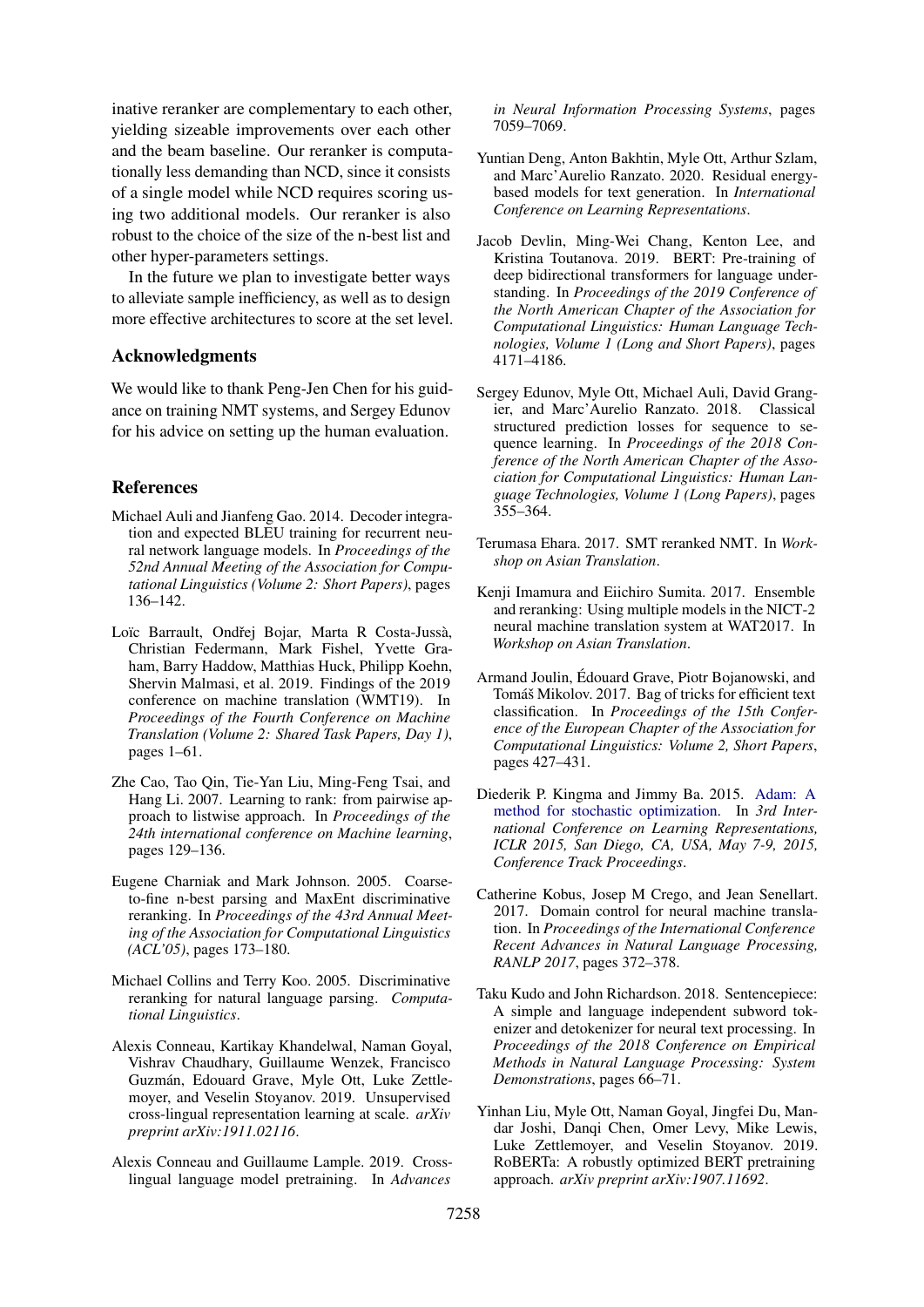inative reranker are complementary to each other, yielding sizeable improvements over each other and the beam baseline. Our reranker is computationally less demanding than NCD, since it consists of a single model while NCD requires scoring using two additional models. Our reranker is also robust to the choice of the size of the n-best list and other hyper-parameters settings.

In the future we plan to investigate better ways to alleviate sample inefficiency, as well as to design more effective architectures to score at the set level.

## Acknowledgments

We would like to thank Peng-Jen Chen for his guidance on training NMT systems, and Sergey Edunov for his advice on setting up the human evaluation.

## References

Michael Auli and Jianfeng Gao. 2014. Decoder integration and expected BLEU training for recurrent neural network language models. In *Proceedings of the 52nd Annual Meeting of the Association for Computational Linguistics (Volume 2: Short Papers)*, pages 136–142.

Loïc Barrault, Ondřej Bojar, Marta R Costa-Jussà, Christian Federmann, Mark Fishel, Yvette Graham, Barry Haddow, Matthias Huck, Philipp Koehn, Shervin Malmasi, et al. 2019. Findings of the 2019 conference on machine translation (WMT19). In *Proceedings of the Fourth Conference on Machine Translation (Volume 2: Shared Task Papers, Day 1)*, pages 1–61.

Zhe Cao, Tao Qin, Tie-Yan Liu, Ming-Feng Tsai, and Hang Li. 2007. Learning to rank: from pairwise approach to listwise approach. In *Proceedings of the 24th international conference on Machine learning*, pages 129–136.

Eugene Charniak and Mark Johnson. 2005. Coarse-to-fine n-best parsing and MaxEnt discriminative reranking. In *Proceedings of the 43rd Annual Meeting of the Association for Computational Linguistics (ACL'05)*, pages 173–180.

Michael Collins and Terry Koo. 2005. Discriminative reranking for natural language parsing. *Computational Linguistics*.

Alexis Conneau, Kartikay Khandelwal, Naman Goyal, Vishrav Chaudhary, Guillaume Wenzek, Francisco Guzmán, Edouard Grave, Myle Ott, Luke Zettlemoyer, and Veselin Stoyanov. 2019. Unsupervised cross-lingual representation learning at scale. *arXiv preprint arXiv:1911.02116*.

Alexis Conneau and Guillaume Lample. 2019. Cross-lingual language model pretraining. In *Advances in Neural Information Processing Systems*, pages 7059–7069.

Yuntian Deng, Anton Bakhtin, Myle Ott, Arthur Szlam, and Marc'Aurelio Ranzato. 2020. Residual energy-based models for text generation. In *International Conference on Learning Representations*.

Jacob Devlin, Ming-Wei Chang, Kenton Lee, and Kristina Toutanova. 2019. BERT: Pre-training of deep bidirectional transformers for language understanding. In *Proceedings of the 2019 Conference of the North American Chapter of the Association for Computational Linguistics: Human Language Technologies, Volume 1 (Long and Short Papers)*, pages 4171–4186.

Sergey Edunov, Myle Ott, Michael Auli, David Grangier, and Marc'Aurelio Ranzato. 2018. Classical structured prediction losses for sequence to sequence learning. In *Proceedings of the 2018 Conference of the North American Chapter of the Association for Computational Linguistics: Human Language Technologies, Volume 1 (Long Papers)*, pages 355–364.

Terumasa Ehara. 2017. SMT reranked NMT. In *Workshop on Asian Translation*.

Kenji Imamura and Eiichiro Sumita. 2017. Ensemble and reranking: Using multiple models in the NICT-2 neural machine translation system at WAT2017. In *Workshop on Asian Translation*.

Armand Joulin, Édouard Grave, Piotr Bojanowski, and Tomáš Mikolov. 2017. Bag of tricks for efficient text classification. In *Proceedings of the 15th Conference of the European Chapter of the Association for Computational Linguistics: Volume 2, Short Papers*, pages 427–431.

Diederik P. Kingma and Jimmy Ba. 2015. Adam: A method for stochastic optimization. In *3rd International Conference on Learning Representations, ICLR 2015, San Diego, CA, USA, May 7-9, 2015, Conference Track Proceedings*.

Catherine Kobus, Josep M Crego, and Jean Senellart. 2017. Domain control for neural machine translation. In *Proceedings of the International Conference Recent Advances in Natural Language Processing, RANLP 2017*, pages 372–378.

Taku Kudo and John Richardson. 2018. Sentencepiece: A simple and language independent subword tokenizer and detokenizer for neural text processing. In *Proceedings of the 2018 Conference on Empirical Methods in Natural Language Processing: System Demonstrations*, pages 66–71.

Yinhan Liu, Myle Ott, Naman Goyal, Jingfei Du, Mandar Joshi, Danqi Chen, Omer Levy, Mike Lewis, Luke Zettlemoyer, and Veselin Stoyanov. 2019. RoBERTa: A robustly optimized BERT pretraining approach. *arXiv preprint arXiv:1907.11692*.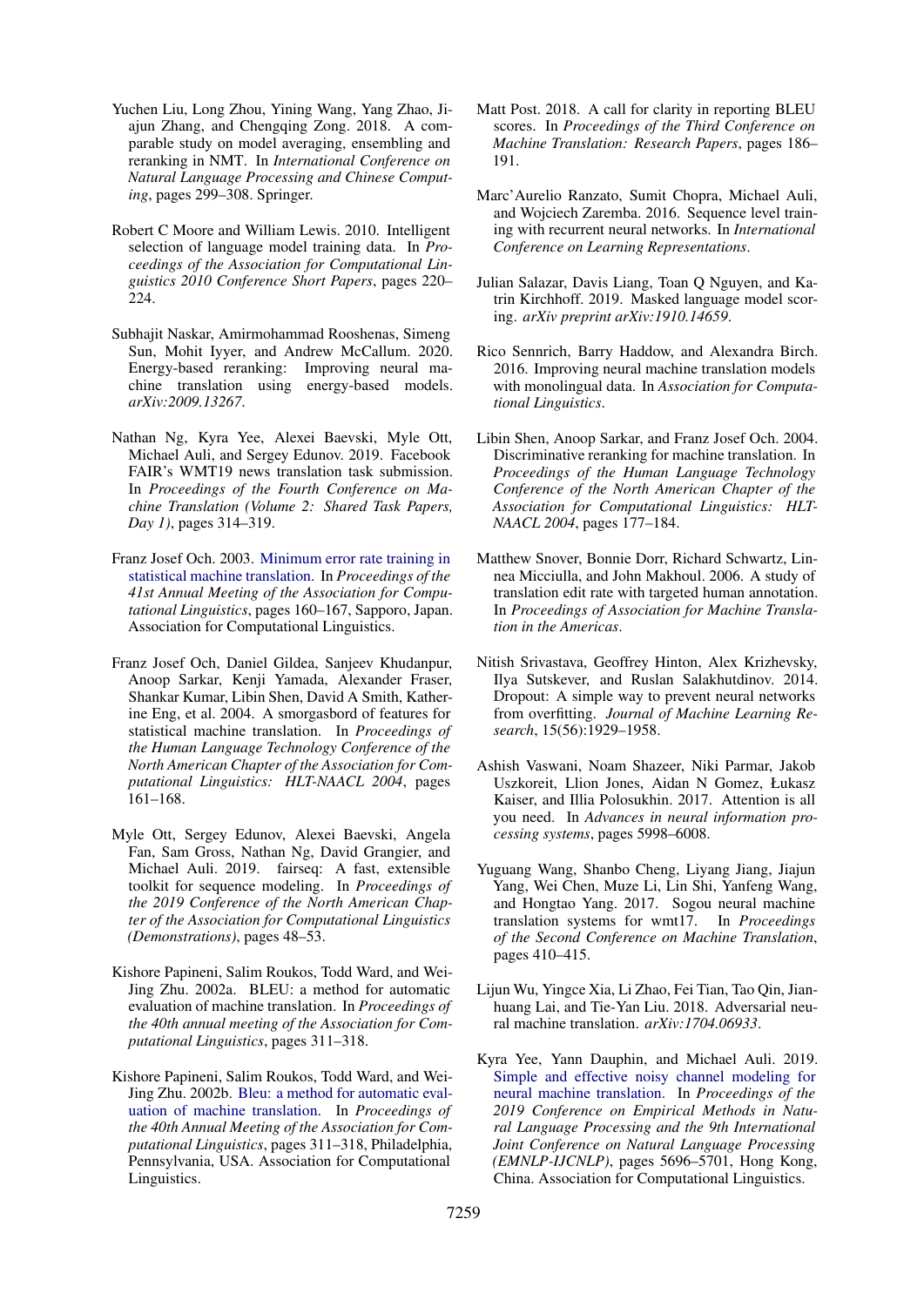Yuchen Liu, Long Zhou, Yining Wang, Yang Zhao, Jiajun Zhang, and Chengqing Zong. 2018. A comparable study on model averaging, ensembling and reranking in NMT. In *International Conference on Natural Language Processing and Chinese Computing*, pages 299–308. Springer.

Robert C Moore and William Lewis. 2010. Intelligent selection of language model training data. In *Proceedings of the Association for Computational Linguistics 2010 Conference Short Papers*, pages 220–224.

Subhajit Naskar, Amirmohammad Rooshenas, Simeng Sun, Mohit Iyyer, and Andrew McCallum. 2020. Energy-based reranking: Improving neural machine translation using energy-based models. *arXiv:2009.13267*.

Nathan Ng, Kyra Yee, Alexei Baevski, Myle Ott, Michael Auli, and Sergey Edunov. 2019. Facebook FAIR's WMT19 news translation task submission. In *Proceedings of the Fourth Conference on Machine Translation (Volume 2: Shared Task Papers, Day 1)*, pages 314–319.

Franz Josef Och. 2003. Minimum error rate training in statistical machine translation. In *Proceedings of the 41st Annual Meeting of the Association for Computational Linguistics*, pages 160–167, Sapporo, Japan. Association for Computational Linguistics.

Franz Josef Och, Daniel Gildea, Sanjeev Khudanpur, Anoop Sarkar, Kenji Yamada, Alexander Fraser, Shankar Kumar, Libin Shen, David A Smith, Katherine Eng, et al. 2004. A smorgasbord of features for statistical machine translation. In *Proceedings of the Human Language Technology Conference of the North American Chapter of the Association for Computational Linguistics: HLT-NAACL 2004*, pages 161–168.

Myle Ott, Sergey Edunov, Alexei Baevski, Angela Fan, Sam Gross, Nathan Ng, David Grangier, and Michael Auli. 2019. fairseq: A fast, extensible toolkit for sequence modeling. In *Proceedings of the 2019 Conference of the North American Chapter of the Association for Computational Linguistics (Demonstrations)*, pages 48–53.

Kishore Papineni, Salim Roukos, Todd Ward, and Wei-Jing Zhu. 2002a. BLEU: a method for automatic evaluation of machine translation. In *Proceedings of the 40th annual meeting of the Association for Computational Linguistics*, pages 311–318.

Kishore Papineni, Salim Roukos, Todd Ward, and Wei-Jing Zhu. 2002b. Bleu: a method for automatic evaluation of machine translation. In *Proceedings of the 40th Annual Meeting of the Association for Computational Linguistics*, pages 311–318, Philadelphia, Pennsylvania, USA. Association for Computational Linguistics.

Matt Post. 2018. A call for clarity in reporting BLEU scores. In *Proceedings of the Third Conference on Machine Translation: Research Papers*, pages 186–191.

Marc'Aurelio Ranzato, Sumit Chopra, Michael Auli, and Wojciech Zaremba. 2016. Sequence level training with recurrent neural networks. In *International Conference on Learning Representations*.

Julian Salazar, Davis Liang, Toan Q Nguyen, and Katrin Kirchhoff. 2019. Masked language model scoring. *arXiv preprint arXiv:1910.14659*.

Rico Sennrich, Barry Haddow, and Alexandra Birch. 2016. Improving neural machine translation models with monolingual data. In *Association for Computational Linguistics*.

Libin Shen, Anoop Sarkar, and Franz Josef Och. 2004. Discriminative reranking for machine translation. In *Proceedings of the Human Language Technology Conference of the North American Chapter of the Association for Computational Linguistics: HLT-NAACL 2004*, pages 177–184.

Matthew Snover, Bonnie Dorr, Richard Schwartz, Linnea Micciulla, and John Makhoul. 2006. A study of translation edit rate with targeted human annotation. In *Proceedings of Association for Machine Translation in the Americas*.

Nitish Srivastava, Geoffrey Hinton, Alex Krizhevsky, Ilya Sutskever, and Ruslan Salakhutdinov. 2014. Dropout: A simple way to prevent neural networks from overfitting. *Journal of Machine Learning Research*, 15(56):1929–1958.

Ashish Vaswani, Noam Shazeer, Niki Parmar, Jakob Uszkoreit, Llion Jones, Aidan N Gomez, Łukasz Kaiser, and Illia Polosukhin. 2017. Attention is all you need. In *Advances in neural information processing systems*, pages 5998–6008.

Yuguang Wang, Shanbo Cheng, Liyang Jiang, Jiajun Yang, Wei Chen, Muze Li, Lin Shi, Yanfeng Wang, and Hongtao Yang. 2017. Sogou neural machine translation systems for wmt17. In *Proceedings of the Second Conference on Machine Translation*, pages 410–415.

Lijun Wu, Yingce Xia, Li Zhao, Fei Tian, Tao Qin, Jianhuang Lai, and Tie-Yan Liu. 2018. Adversarial neural machine translation. *arXiv:1704.06933*.

Kyra Yee, Yann Dauphin, and Michael Auli. 2019. Simple and effective noisy channel modeling for neural machine translation. In *Proceedings of the 2019 Conference on Empirical Methods in Natural Language Processing and the 9th International Joint Conference on Natural Language Processing (EMNLP-IJCNLP)*, pages 5696–5701, Hong Kong, China. Association for Computational Linguistics.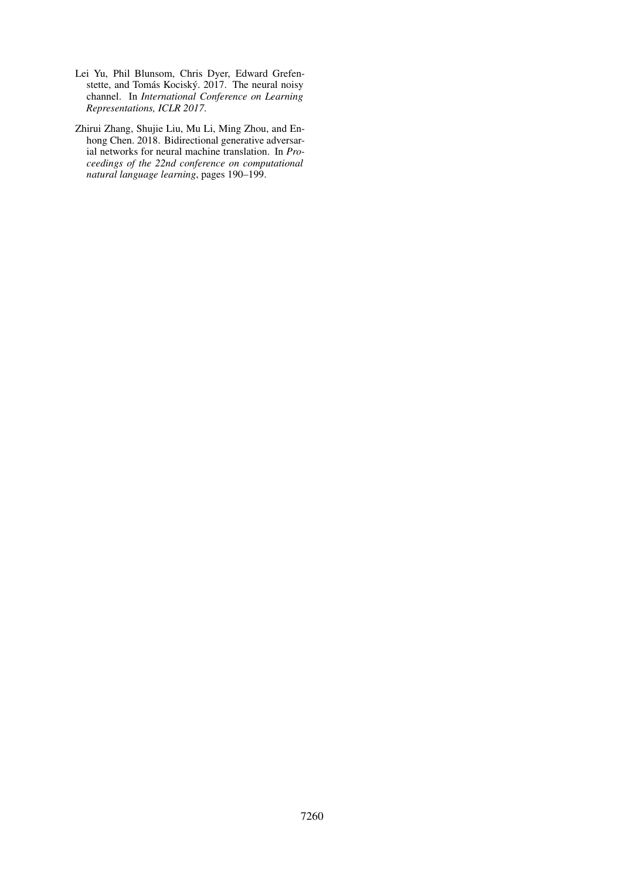Lei Yu, Phil Blunsom, Chris Dyer, Edward Grefenstette, and Tomás Kociský. 2017. The neural noisy channel. In *International Conference on Learning Representations, ICLR 2017*.

Zhirui Zhang, Shujie Liu, Mu Li, Ming Zhou, and Enhong Chen. 2018. Bidirectional generative adversarial networks for neural machine translation. In *Proceedings of the 22nd conference on computational natural language learning*, pages 190–199.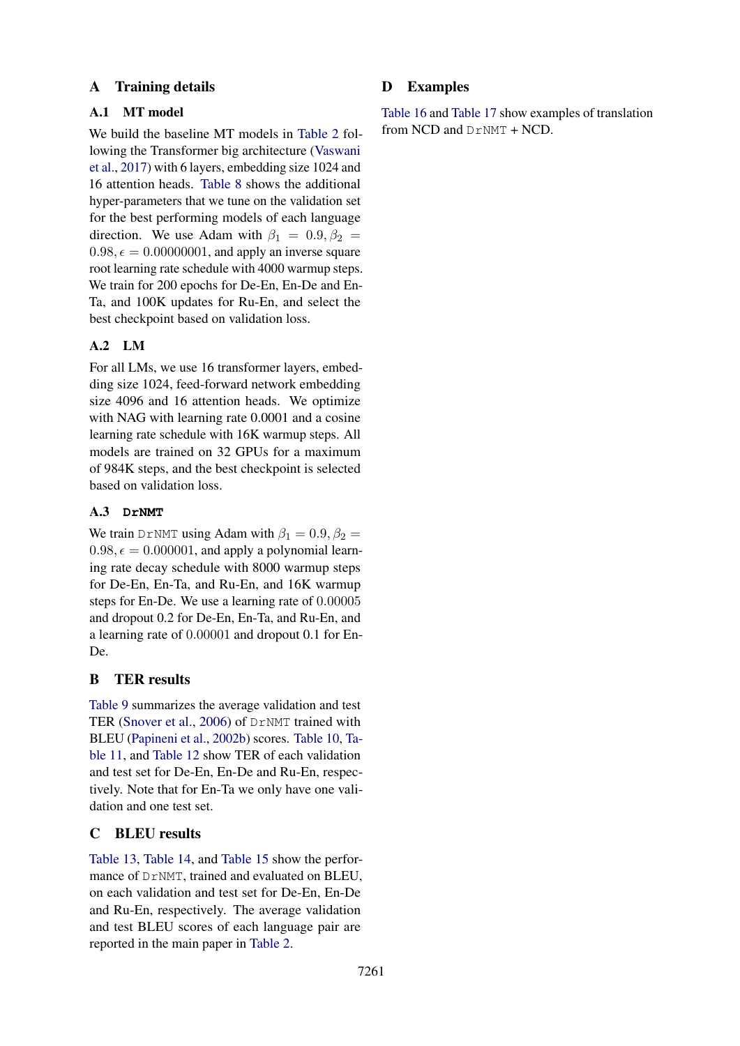# A Training details

## A.1 MT model

We build the baseline MT models in Table 2 following the Transformer big architecture (Vaswani et al., 2017) with 6 layers, embedding size 1024 and 16 attention heads. Table 8 shows the additional hyper-parameters that we tune on the validation set for the best performing models of each language direction. We use Adam with $\beta_1 = 0.9, \beta_2 = 0.98, \epsilon = 0.00000001$, and apply an inverse square root learning rate schedule with 4000 warmup steps. We train for 200 epochs for De-En, En-De and En-Ta, and 100K updates for Ru-En, and select the best checkpoint based on validation loss.

## A.2 LM

For all LMs, we use 16 transformer layers, embedding size 1024, feed-forward network embedding size 4096 and 16 attention heads. We optimize with NAG with learning rate 0.0001 and a cosine learning rate schedule with 16K warmup steps. All models are trained on 32 GPUs for a maximum of 984K steps, and the best checkpoint is selected based on validation loss.

## A.3 `DrNMT`

We train `DrNMT` using Adam with $\beta_1 = 0.9, \beta_2 = 0.98, \epsilon = 0.000001$, and apply a polynomial learning rate decay schedule with 8000 warmup steps for De-En, En-Ta, and Ru-En, and 16K warmup steps for En-De. We use a learning rate of $0.00005$ and dropout 0.2 for De-En, En-Ta, and Ru-En, and a learning rate of $0.00001$ and dropout 0.1 for En-De.

# B TER results

Table 9 summarizes the average validation and test TER (Snover et al., 2006) of `DrNMT` trained with BLEU (Papineni et al., 2002b) scores. Table 10, Table 11, and Table 12 show TER of each validation and test set for De-En, En-De and Ru-En, respectively. Note that for En-Ta we only have one validation and one test set.

# C BLEU results

Table 13, Table 14, and Table 15 show the performance of `DrNMT`, trained and evaluated on BLEU, on each validation and test set for De-En, En-De and Ru-En, respectively. The average validation and test BLEU scores of each language pair are reported in the main paper in Table 2.

# D Examples

Table 16 and Table 17 show examples of translation from NCD and `DrNMT` + NCD.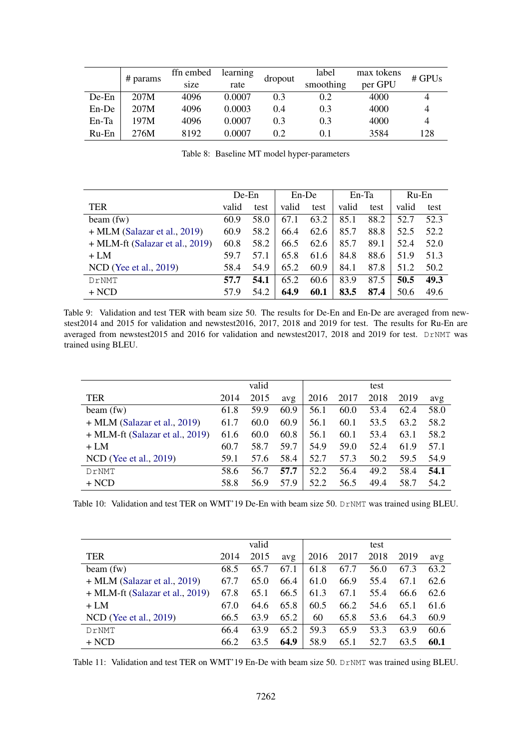| | # params | ffn embed size | learning rate | dropout | label smoothing | max tokens per GPU | # GPUs |
|---|---|---|---|---|---|---|---|
| De-En | 207M | 4096 | 0.0007 | 0.3 | 0.2 | 4000 | 4 |
| En-De | 207M | 4096 | 0.0003 | 0.4 | 0.3 | 4000 | 4 |
| En-Ta | 197M | 4096 | 0.0007 | 0.3 | 0.3 | 4000 | 4 |
| Ru-En | 276M | 8192 | 0.0007 | 0.2 | 0.1 | 3584 | 128 |

Table 8: Baseline MT model hyper-parameters

| | De-En | | En-De | | En-Ta | | Ru-En | |
|---|---|---|---|---|---|---|---|---|
| TER | valid | test | valid | test | valid | test | valid | test |
| beam (fw) | 60.9 | 58.0 | 67.1 | 63.2 | 85.1 | 88.2 | 52.7 | 52.3 |
| + MLM (Salazar et al., 2019) | 60.9 | 58.2 | 66.4 | 62.6 | 85.7 | 88.8 | 52.5 | 52.2 |
| + MLM-ft (Salazar et al., 2019) | 60.8 | 58.2 | 66.5 | 62.6 | 85.7 | 89.1 | 52.4 | 52.0 |
| + LM | 59.7 | 57.1 | 65.8 | 61.6 | 84.8 | 88.6 | 51.9 | 51.3 |
| NCD (Yee et al., 2019) | 58.4 | 54.9 | 65.2 | 60.9 | 84.1 | 87.8 | 51.2 | 50.2 |
| DrNMT | **57.7** | **54.1** | 65.2 | 60.6 | 83.9 | 87.5 | **50.5** | **49.3** |
| + NCD | 57.9 | 54.2 | **64.9** | **60.1** | **83.5** | **87.4** | 50.6 | 49.6 |

Table 9: Validation and test TER with beam size 50. The results for De-En and En-De are averaged from newstest2014 and 2015 for validation and newstest2016, 2017, 2018 and 2019 for test. The results for Ru-En are averaged from newstest2015 and 2016 for validation and newstest2017, 2018 and 2019 for test. DrNMT was trained using BLEU.

| | valid | | | test | | | | |
|---|---|---|---|---|---|---|---|---|
| TER | 2014 | 2015 | avg | 2016 | 2017 | 2018 | 2019 | avg |
| beam (fw) | 61.8 | 59.9 | 60.9 | 56.1 | 60.0 | 53.4 | 62.4 | 58.0 |
| + MLM (Salazar et al., 2019) | 61.7 | 60.0 | 60.9 | 56.1 | 60.1 | 53.5 | 63.2 | 58.2 |
| + MLM-ft (Salazar et al., 2019) | 61.6 | 60.0 | 60.8 | 56.1 | 60.1 | 53.4 | 63.1 | 58.2 |
| + LM | 60.7 | 58.7 | 59.7 | 54.9 | 59.0 | 52.4 | 61.9 | 57.1 |
| NCD (Yee et al., 2019) | 59.1 | 57.6 | 58.4 | 52.7 | 57.3 | 50.2 | 59.5 | 54.9 |
| DrNMT | 58.6 | 56.7 | **57.7** | 52.2 | 56.4 | 49.2 | 58.4 | **54.1** |
| + NCD | 58.8 | 56.9 | 57.9 | 52.2 | 56.5 | 49.4 | 58.7 | 54.2 |

Table 10: Validation and test TER on WMT'19 De-En with beam size 50. DrNMT was trained using BLEU.

| | valid | | | test | | | | |
|---|---|---|---|---|---|---|---|---|
| TER | 2014 | 2015 | avg | 2016 | 2017 | 2018 | 2019 | avg |
| beam (fw) | 68.5 | 65.7 | 67.1 | 61.8 | 67.7 | 56.0 | 67.3 | 63.2 |
| + MLM (Salazar et al., 2019) | 67.7 | 65.0 | 66.4 | 61.0 | 66.9 | 55.4 | 67.1 | 62.6 |
| + MLM-ft (Salazar et al., 2019) | 67.8 | 65.1 | 66.5 | 61.3 | 67.1 | 55.4 | 66.6 | 62.6 |
| + LM | 67.0 | 64.6 | 65.8 | 60.5 | 66.2 | 54.6 | 65.1 | 61.6 |
| NCD (Yee et al., 2019) | 66.5 | 63.9 | 65.2 | 60 | 65.8 | 53.6 | 64.3 | 60.9 |
| DrNMT | 66.4 | 63.9 | 65.2 | 59.3 | 65.9 | 53.3 | 63.9 | 60.6 |
| + NCD | 66.2 | 63.5 | **64.9** | 58.9 | 65.1 | 52.7 | 63.5 | **60.1** |

Table 11: Validation and test TER on WMT'19 En-De with beam size 50. DrNMT was trained using BLEU.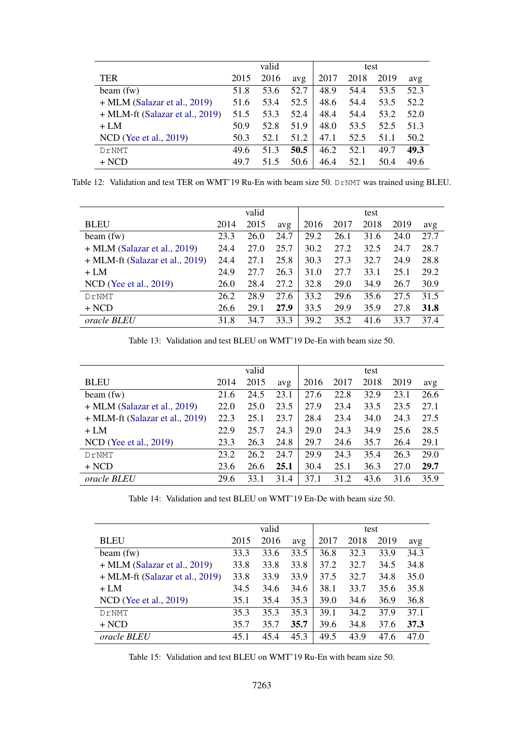| TER | valid 2015 | valid 2016 | valid avg | test 2017 | test 2018 | test 2019 | test avg |
|---|---|---|---|---|---|---|---|
| beam (fw) | 51.8 | 53.6 | 52.7 | 48.9 | 54.4 | 53.5 | 52.3 |
| + MLM (Salazar et al., 2019) | 51.6 | 53.4 | 52.5 | 48.6 | 54.4 | 53.5 | 52.2 |
| + MLM-ft (Salazar et al., 2019) | 51.5 | 53.3 | 52.4 | 48.4 | 54.4 | 53.2 | 52.0 |
| + LM | 50.9 | 52.8 | 51.9 | 48.0 | 53.5 | 52.5 | 51.3 |
| NCD (Yee et al., 2019) | 50.3 | 52.1 | 51.2 | 47.1 | 52.5 | 51.1 | 50.2 |
| DrNMT | 49.6 | 51.3 | **50.5** | 46.2 | 52.1 | 49.7 | **49.3** |
| + NCD | 49.7 | 51.5 | 50.6 | 46.4 | 52.1 | 50.4 | 49.6 |

Table 12: Validation and test TER on WMT'19 Ru-En with beam size 50. DrNMT was trained using BLEU.

| BLEU | valid 2014 | valid 2015 | valid avg | test 2016 | test 2017 | test 2018 | test 2019 | test avg |
|---|---|---|---|---|---|---|---|---|
| beam (fw) | 23.3 | 26.0 | 24.7 | 29.2 | 26.1 | 31.6 | 24.0 | 27.7 |
| + MLM (Salazar et al., 2019) | 24.4 | 27.0 | 25.7 | 30.2 | 27.2 | 32.5 | 24.7 | 28.7 |
| + MLM-ft (Salazar et al., 2019) | 24.4 | 27.1 | 25.8 | 30.3 | 27.3 | 32.7 | 24.9 | 28.8 |
| + LM | 24.9 | 27.7 | 26.3 | 31.0 | 27.7 | 33.1 | 25.1 | 29.2 |
| NCD (Yee et al., 2019) | 26.0 | 28.4 | 27.2 | 32.8 | 29.0 | 34.9 | 26.7 | 30.9 |
| DrNMT | 26.2 | 28.9 | 27.6 | 33.2 | 29.6 | 35.6 | 27.5 | 31.5 |
| + NCD | 26.6 | 29.1 | **27.9** | 33.5 | 29.9 | 35.9 | 27.8 | **31.8** |
| *oracle BLEU* | 31.8 | 34.7 | 33.3 | 39.2 | 35.2 | 41.6 | 33.7 | 37.4 |

Table 13: Validation and test BLEU on WMT'19 De-En with beam size 50.

| BLEU | valid 2014 | valid 2015 | valid avg | test 2016 | test 2017 | test 2018 | test 2019 | test avg |
|---|---|---|---|---|---|---|---|---|
| beam (fw) | 21.6 | 24.5 | 23.1 | 27.6 | 22.8 | 32.9 | 23.1 | 26.6 |
| + MLM (Salazar et al., 2019) | 22.0 | 25.0 | 23.5 | 27.9 | 23.4 | 33.5 | 23.5 | 27.1 |
| + MLM-ft (Salazar et al., 2019) | 22.3 | 25.1 | 23.7 | 28.4 | 23.4 | 34.0 | 24.3 | 27.5 |
| + LM | 22.9 | 25.7 | 24.3 | 29.0 | 24.3 | 34.9 | 25.6 | 28.5 |
| NCD (Yee et al., 2019) | 23.3 | 26.3 | 24.8 | 29.7 | 24.6 | 35.7 | 26.4 | 29.1 |
| DrNMT | 23.2 | 26.2 | 24.7 | 29.9 | 24.3 | 35.4 | 26.3 | 29.0 |
| + NCD | 23.6 | 26.6 | **25.1** | 30.4 | 25.1 | 36.3 | 27.0 | **29.7** |
| *oracle BLEU* | 29.6 | 33.1 | 31.4 | 37.1 | 31.2 | 43.6 | 31.6 | 35.9 |

Table 14: Validation and test BLEU on WMT'19 En-De with beam size 50.

| BLEU | valid 2015 | valid 2016 | valid avg | test 2017 | test 2018 | test 2019 | test avg |
|---|---|---|---|---|---|---|---|
| beam (fw) | 33.3 | 33.6 | 33.5 | 36.8 | 32.3 | 33.9 | 34.3 |
| + MLM (Salazar et al., 2019) | 33.8 | 33.8 | 33.8 | 37.2 | 32.7 | 34.5 | 34.8 |
| + MLM-ft (Salazar et al., 2019) | 33.8 | 33.9 | 33.9 | 37.5 | 32.7 | 34.8 | 35.0 |
| + LM | 34.5 | 34.6 | 34.6 | 38.1 | 33.7 | 35.6 | 35.8 |
| NCD (Yee et al., 2019) | 35.1 | 35.4 | 35.3 | 39.0 | 34.6 | 36.9 | 36.8 |
| DrNMT | 35.3 | 35.3 | 35.3 | 39.1 | 34.2 | 37.9 | 37.1 |
| + NCD | 35.7 | 35.7 | **35.7** | 39.6 | 34.8 | 37.6 | **37.3** |
| *oracle BLEU* | 45.1 | 45.4 | 45.3 | 49.5 | 43.9 | 47.6 | 47.0 |

Table 15: Validation and test BLEU on WMT'19 Ru-En with beam size 50.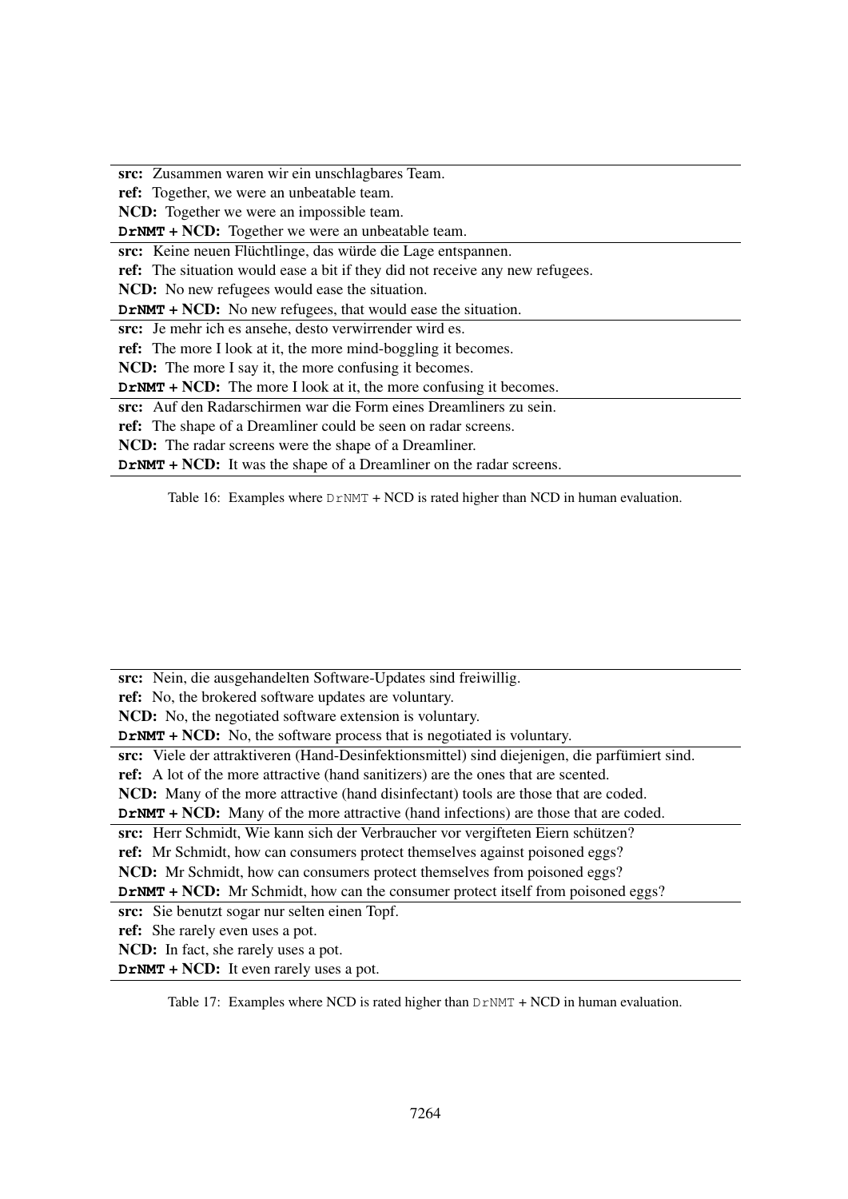| | |
|---|---|
| **src:** | Zusammen waren wir ein unschlagbares Team. |
| **ref:** | Together, we were an unbeatable team. |
| **NCD:** | Together we were an impossible team. |
| **DrNMT + NCD:** | Together we were an unbeatable team. |
| **src:** | Keine neuen Flüchtlinge, das würde die Lage entspannen. |
| **ref:** | The situation would ease a bit if they did not receive any new refugees. |
| **NCD:** | No new refugees would ease the situation. |
| **DrNMT + NCD:** | No new refugees, that would ease the situation. |
| **src:** | Je mehr ich es ansehe, desto verwirrender wird es. |
| **ref:** | The more I look at it, the more mind-boggling it becomes. |
| **NCD:** | The more I say it, the more confusing it becomes. |
| **DrNMT + NCD:** | The more I look at it, the more confusing it becomes. |
| **src:** | Auf den Radarschirmen war die Form eines Dreamliners zu sein. |
| **ref:** | The shape of a Dreamliner could be seen on radar screens. |
| **NCD:** | The radar screens were the shape of a Dreamliner. |
| **DrNMT + NCD:** | It was the shape of a Dreamliner on the radar screens. |

Table 16: Examples where DrNMT + NCD is rated higher than NCD in human evaluation.

| | |
|---|---|
| **src:** | Nein, die ausgehandelten Software-Updates sind freiwillig. |
| **ref:** | No, the brokered software updates are voluntary. |
| **NCD:** | No, the negotiated software extension is voluntary. |
| **DrNMT + NCD:** | No, the software process that is negotiated is voluntary. |
| **src:** | Viele der attraktiveren (Hand-Desinfektionsmittel) sind diejenigen, die parfümiert sind. |
| **ref:** | A lot of the more attractive (hand sanitizers) are the ones that are scented. |
| **NCD:** | Many of the more attractive (hand disinfectant) tools are those that are coded. |
| **DrNMT + NCD:** | Many of the more attractive (hand infections) are those that are coded. |
| **src:** | Herr Schmidt, Wie kann sich der Verbraucher vor vergifteten Eiern schützen? |
| **ref:** | Mr Schmidt, how can consumers protect themselves against poisoned eggs? |
| **NCD:** | Mr Schmidt, how can consumers protect themselves from poisoned eggs? |
| **DrNMT + NCD:** | Mr Schmidt, how can the consumer protect itself from poisoned eggs? |
| **src:** | Sie benutzt sogar nur selten einen Topf. |
| **ref:** | She rarely even uses a pot. |
| **NCD:** | In fact, she rarely uses a pot. |
| **DrNMT + NCD:** | It even rarely uses a pot. |

Table 17: Examples where NCD is rated higher than DrNMT + NCD in human evaluation.